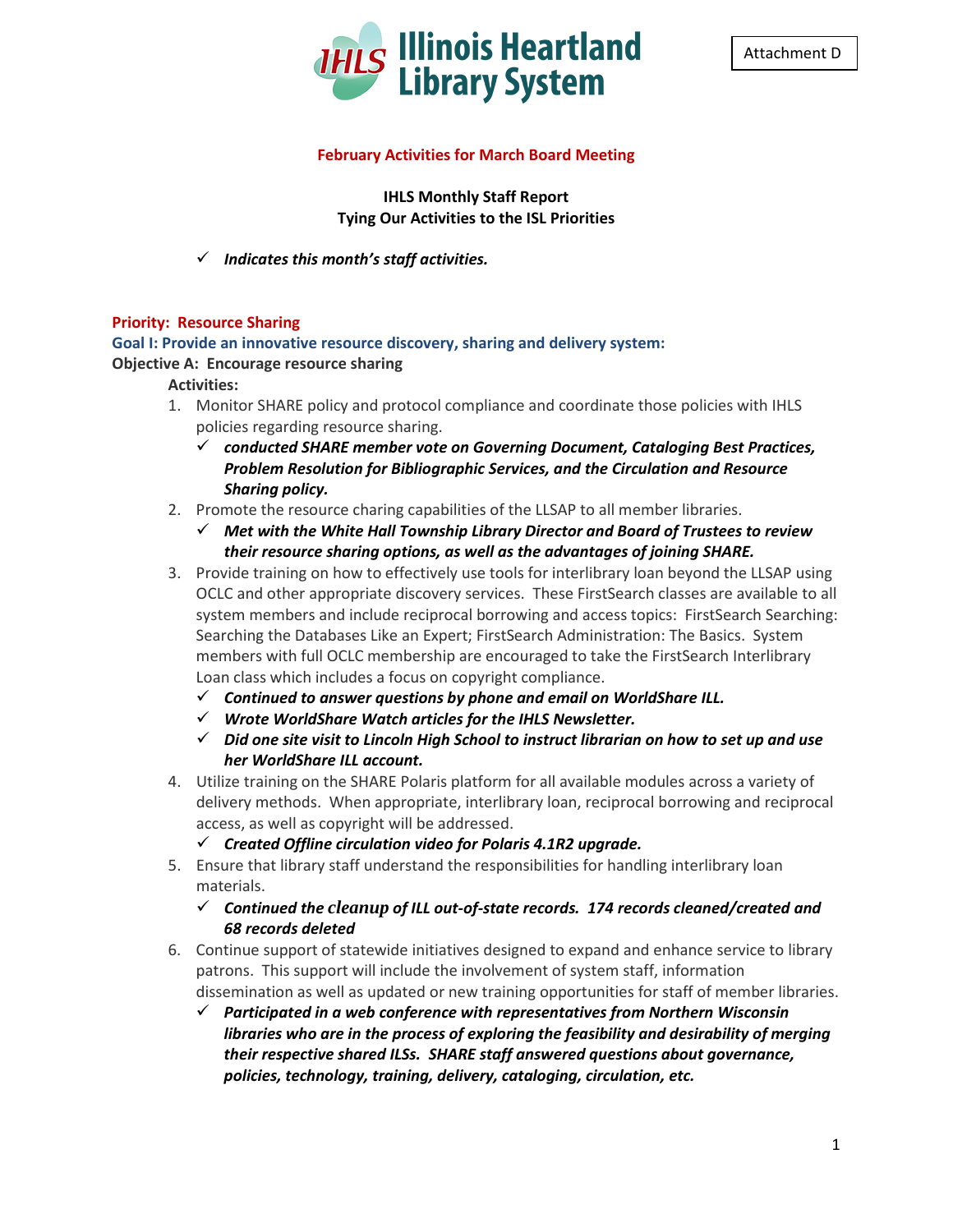Attachment D

Illinois Heartland Library System

**February Activities for March Board Meeting**

**IHLS Monthly Staff Report**
**Tying Our Activities to the ISL Priorities**

✓ ***Indicates this month's staff activities.***

## Priority: Resource Sharing

### Goal I: Provide an innovative resource discovery, sharing and delivery system:

**Objective A: Encourage resource sharing**

**Activities:**

1. Monitor SHARE policy and protocol compliance and coordinate those policies with IHLS policies regarding resource sharing.
   - ✓ ***conducted SHARE member vote on Governing Document, Cataloging Best Practices, Problem Resolution for Bibliographic Services, and the Circulation and Resource Sharing policy.***
2. Promote the resource charing capabilities of the LLSAP to all member libraries.
   - ✓ ***Met with the White Hall Township Library Director and Board of Trustees to review their resource sharing options, as well as the advantages of joining SHARE.***
3. Provide training on how to effectively use tools for interlibrary loan beyond the LLSAP using OCLC and other appropriate discovery services. These FirstSearch classes are available to all system members and include reciprocal borrowing and access topics: FirstSearch Searching: Searching the Databases Like an Expert; FirstSearch Administration: The Basics. System members with full OCLC membership are encouraged to take the FirstSearch Interlibrary Loan class which includes a focus on copyright compliance.
   - ✓ ***Continued to answer questions by phone and email on WorldShare ILL.***
   - ✓ ***Wrote WorldShare Watch articles for the IHLS Newsletter.***
   - ✓ ***Did one site visit to Lincoln High School to instruct librarian on how to set up and use her WorldShare ILL account.***
4. Utilize training on the SHARE Polaris platform for all available modules across a variety of delivery methods. When appropriate, interlibrary loan, reciprocal borrowing and reciprocal access, as well as copyright will be addressed.
   - ✓ ***Created Offline circulation video for Polaris 4.1R2 upgrade.***
5. Ensure that library staff understand the responsibilities for handling interlibrary loan materials.
   - ✓ ***Continued the cleanup of ILL out-of-state records. 174 records cleaned/created and 68 records deleted***
6. Continue support of statewide initiatives designed to expand and enhance service to library patrons. This support will include the involvement of system staff, information dissemination as well as updated or new training opportunities for staff of member libraries.
   - ✓ ***Participated in a web conference with representatives from Northern Wisconsin libraries who are in the process of exploring the feasibility and desirability of merging their respective shared ILSs. SHARE staff answered questions about governance, policies, technology, training, delivery, cataloging, circulation, etc.***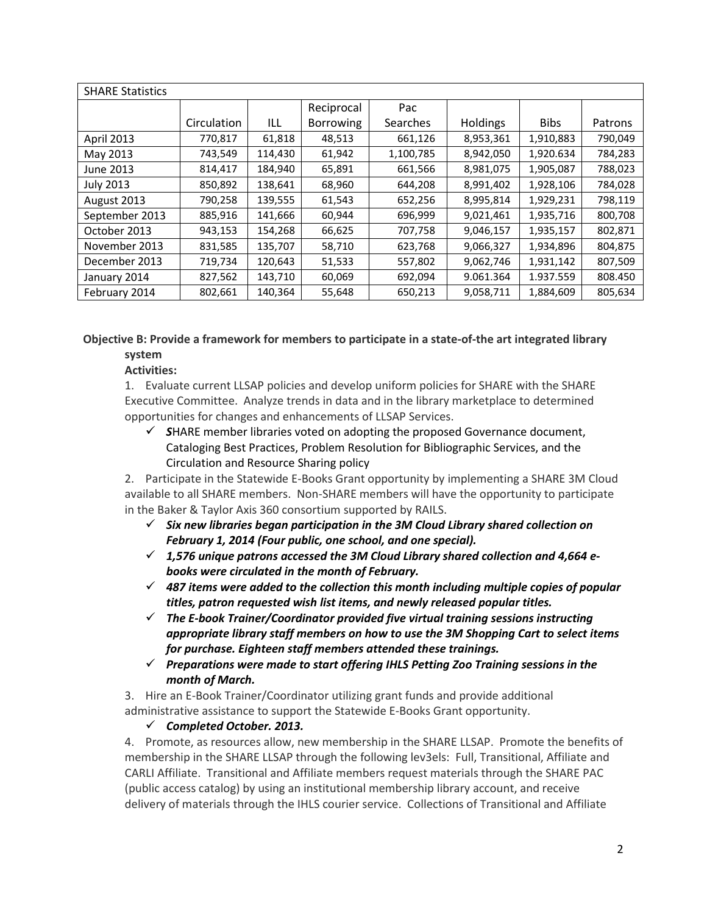| SHARE Statistics | | | | | | | |
|---|---|---|---|---|---|---|---|
| | Circulation | ILL | Reciprocal Borrowing | Pac Searches | Holdings | Bibs | Patrons |
| April 2013 | 770,817 | 61,818 | 48,513 | 661,126 | 8,953,361 | 1,910,883 | 790,049 |
| May 2013 | 743,549 | 114,430 | 61,942 | 1,100,785 | 8,942,050 | 1,920.634 | 784,283 |
| June 2013 | 814,417 | 184,940 | 65,891 | 661,566 | 8,981,075 | 1,905,087 | 788,023 |
| July 2013 | 850,892 | 138,641 | 68,960 | 644,208 | 8,991,402 | 1,928,106 | 784,028 |
| August 2013 | 790,258 | 139,555 | 61,543 | 652,256 | 8,995,814 | 1,929,231 | 798,119 |
| September 2013 | 885,916 | 141,666 | 60,944 | 696,999 | 9,021,461 | 1,935,716 | 800,708 |
| October 2013 | 943,153 | 154,268 | 66,625 | 707,758 | 9,046,157 | 1,935,157 | 802,871 |
| November 2013 | 831,585 | 135,707 | 58,710 | 623,768 | 9,066,327 | 1,934,896 | 804,875 |
| December 2013 | 719,734 | 120,643 | 51,533 | 557,802 | 9,062,746 | 1,931,142 | 807,509 |
| January 2014 | 827,562 | 143,710 | 60,069 | 692,094 | 9.061.364 | 1.937.559 | 808.450 |
| February 2014 | 802,661 | 140,364 | 55,648 | 650,213 | 9,058,711 | 1,884,609 | 805,634 |

**Objective B: Provide a framework for members to participate in a state-of-the art integrated library system**

**Activities:**

1. Evaluate current LLSAP policies and develop uniform policies for SHARE with the SHARE Executive Committee. Analyze trends in data and in the library marketplace to determined opportunities for changes and enhancements of LLSAP Services.
   - ✓ ***S***HARE member libraries voted on adopting the proposed Governance document, Cataloging Best Practices, Problem Resolution for Bibliographic Services, and the Circulation and Resource Sharing policy

2. Participate in the Statewide E-Books Grant opportunity by implementing a SHARE 3M Cloud available to all SHARE members. Non-SHARE members will have the opportunity to participate in the Baker & Taylor Axis 360 consortium supported by RAILS.
   - ✓ ***Six new libraries began participation in the 3M Cloud Library shared collection on February 1, 2014 (Four public, one school, and one special).***
   - ✓ ***1,576 unique patrons accessed the 3M Cloud Library shared collection and 4,664 e-books were circulated in the month of February.***
   - ✓ ***487 items were added to the collection this month including multiple copies of popular titles, patron requested wish list items, and newly released popular titles.***
   - ✓ ***The E-book Trainer/Coordinator provided five virtual training sessions instructing appropriate library staff members on how to use the 3M Shopping Cart to select items for purchase. Eighteen staff members attended these trainings.***
   - ✓ ***Preparations were made to start offering IHLS Petting Zoo Training sessions in the month of March.***

3. Hire an E-Book Trainer/Coordinator utilizing grant funds and provide additional administrative assistance to support the Statewide E-Books Grant opportunity.
   - ✓ ***Completed October. 2013.***

4. Promote, as resources allow, new membership in the SHARE LLSAP. Promote the benefits of membership in the SHARE LLSAP through the following lev3els: Full, Transitional, Affiliate and CARLI Affiliate. Transitional and Affiliate members request materials through the SHARE PAC (public access catalog) by using an institutional membership library account, and receive delivery of materials through the IHLS courier service. Collections of Transitional and Affiliate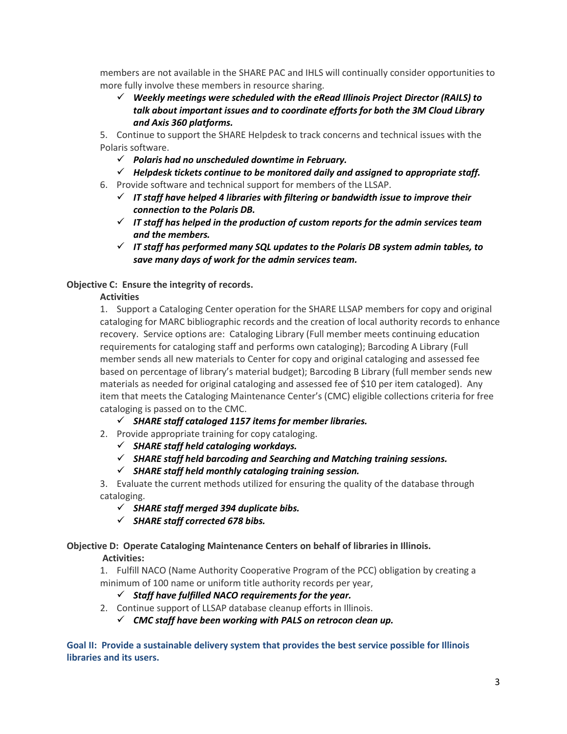members are not available in the SHARE PAC and IHLS will continually consider opportunities to more fully involve these members in resource sharing.

- ✓ ***Weekly meetings were scheduled with the eRead Illinois Project Director (RAILS) to talk about important issues and to coordinate efforts for both the 3M Cloud Library and Axis 360 platforms.***

5. Continue to support the SHARE Helpdesk to track concerns and technical issues with the Polaris software.
   - ✓ ***Polaris had no unscheduled downtime in February.***
   - ✓ ***Helpdesk tickets continue to be monitored daily and assigned to appropriate staff.***
6. Provide software and technical support for members of the LLSAP.
   - ✓ ***IT staff have helped 4 libraries with filtering or bandwidth issue to improve their connection to the Polaris DB.***
   - ✓ ***IT staff has helped in the production of custom reports for the admin services team and the members.***
   - ✓ ***IT staff has performed many SQL updates to the Polaris DB system admin tables, to save many days of work for the admin services team.***

**Objective C: Ensure the integrity of records.**

**Activities**

1. Support a Cataloging Center operation for the SHARE LLSAP members for copy and original cataloging for MARC bibliographic records and the creation of local authority records to enhance recovery. Service options are: Cataloging Library (Full member meets continuing education requirements for cataloging staff and performs own cataloging); Barcoding A Library (Full member sends all new materials to Center for copy and original cataloging and assessed fee based on percentage of library's material budget); Barcoding B Library (full member sends new materials as needed for original cataloging and assessed fee of $10 per item cataloged). Any item that meets the Cataloging Maintenance Center's (CMC) eligible collections criteria for free cataloging is passed on to the CMC.
   - ✓ ***SHARE staff cataloged 1157 items for member libraries.***
2. Provide appropriate training for copy cataloging.
   - ✓ ***SHARE staff held cataloging workdays.***
   - ✓ ***SHARE staff held barcoding and Searching and Matching training sessions.***
   - ✓ ***SHARE staff held monthly cataloging training session.***
3. Evaluate the current methods utilized for ensuring the quality of the database through cataloging.
   - ✓ ***SHARE staff merged 394 duplicate bibs.***
   - ✓ ***SHARE staff corrected 678 bibs.***

**Objective D: Operate Cataloging Maintenance Centers on behalf of libraries in Illinois.**

**Activities:**

1. Fulfill NACO (Name Authority Cooperative Program of the PCC) obligation by creating a minimum of 100 name or uniform title authority records per year,
   - ✓ ***Staff have fulfilled NACO requirements for the year.***
2. Continue support of LLSAP database cleanup efforts in Illinois.
   - ✓ ***CMC staff have been working with PALS on retrocon clean up.***

**Goal II: Provide a sustainable delivery system that provides the best service possible for Illinois libraries and its users.**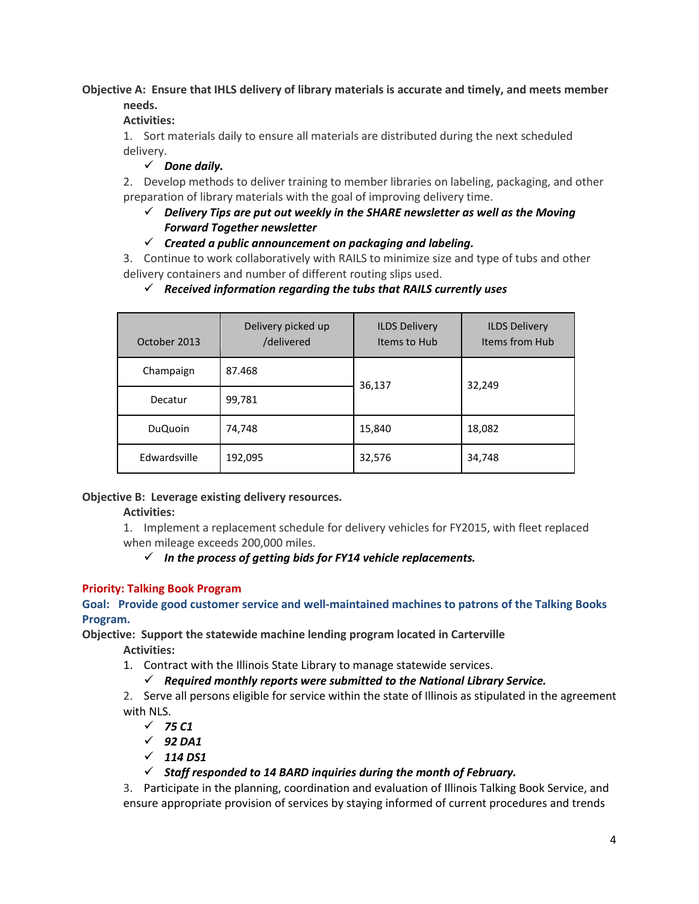**Objective A: Ensure that IHLS delivery of library materials is accurate and timely, and meets member needs.**

**Activities:**

1. Sort materials daily to ensure all materials are distributed during the next scheduled delivery.
   - ✓ ***Done daily.***
2. Develop methods to deliver training to member libraries on labeling, packaging, and other preparation of library materials with the goal of improving delivery time.
   - ✓ ***Delivery Tips are put out weekly in the SHARE newsletter as well as the Moving Forward Together newsletter***
   - ✓ ***Created a public announcement on packaging and labeling.***
3. Continue to work collaboratively with RAILS to minimize size and type of tubs and other delivery containers and number of different routing slips used.
   - ✓ ***Received information regarding the tubs that RAILS currently uses***

| October 2013 | Delivery picked up /delivered | ILDS Delivery Items to Hub | ILDS Delivery Items from Hub |
|---|---|---|---|
| Champaign | 87.468 | 36,137 | 32,249 |
| Decatur | 99,781 | | |
| DuQuoin | 74,748 | 15,840 | 18,082 |
| Edwardsville | 192,095 | 32,576 | 34,748 |

**Objective B: Leverage existing delivery resources.**

**Activities:**

1. Implement a replacement schedule for delivery vehicles for FY2015, with fleet replaced when mileage exceeds 200,000 miles.
   - ✓ ***In the process of getting bids for FY14 vehicle replacements.***

**Priority: Talking Book Program**

**Goal: Provide good customer service and well-maintained machines to patrons of the Talking Books Program.**

**Objective: Support the statewide machine lending program located in Carterville**

**Activities:**

1. Contract with the Illinois State Library to manage statewide services.
   - ✓ ***Required monthly reports were submitted to the National Library Service.***
2. Serve all persons eligible for service within the state of Illinois as stipulated in the agreement with NLS.
   - ✓ ***75 C1***
   - ✓ ***92 DA1***
   - ✓ ***114 DS1***
   - ✓ ***Staff responded to 14 BARD inquiries during the month of February.***
3. Participate in the planning, coordination and evaluation of Illinois Talking Book Service, and ensure appropriate provision of services by staying informed of current procedures and trends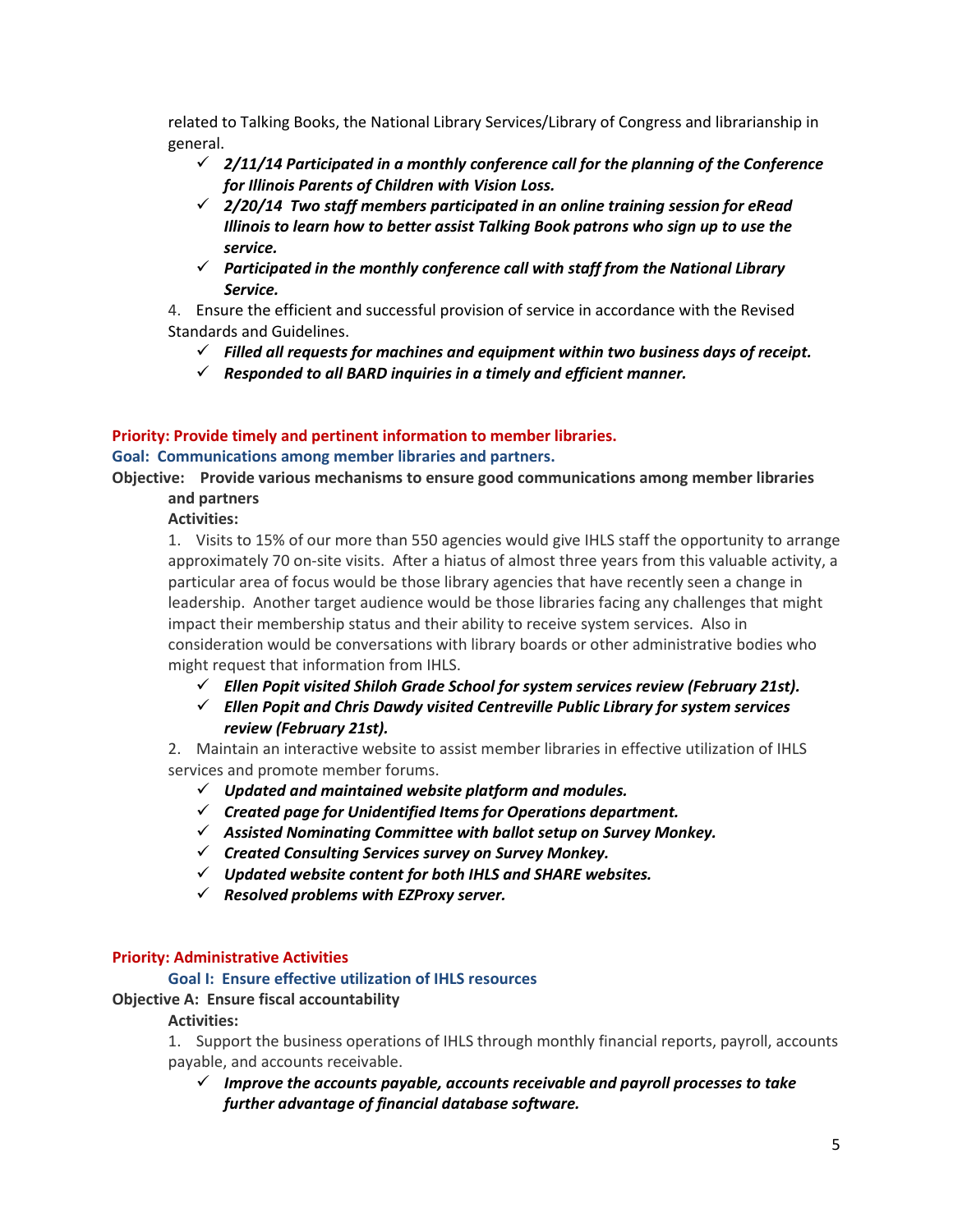related to Talking Books, the National Library Services/Library of Congress and librarianship in general.

- ✓ ***2/11/14 Participated in a monthly conference call for the planning of the Conference for Illinois Parents of Children with Vision Loss.***
- ✓ ***2/20/14 Two staff members participated in an online training session for eRead Illinois to learn how to better assist Talking Book patrons who sign up to use the service.***
- ✓ ***Participated in the monthly conference call with staff from the National Library Service.***

4. Ensure the efficient and successful provision of service in accordance with the Revised Standards and Guidelines.

- ✓ ***Filled all requests for machines and equipment within two business days of receipt.***
- ✓ ***Responded to all BARD inquiries in a timely and efficient manner.***

**Priority: Provide timely and pertinent information to member libraries.**

**Goal: Communications among member libraries and partners.**

**Objective: Provide various mechanisms to ensure good communications among member libraries and partners**

**Activities:**

1. Visits to 15% of our more than 550 agencies would give IHLS staff the opportunity to arrange approximately 70 on-site visits. After a hiatus of almost three years from this valuable activity, a particular area of focus would be those library agencies that have recently seen a change in leadership. Another target audience would be those libraries facing any challenges that might impact their membership status and their ability to receive system services. Also in consideration would be conversations with library boards or other administrative bodies who might request that information from IHLS.

- ✓ ***Ellen Popit visited Shiloh Grade School for system services review (February 21st).***
- ✓ ***Ellen Popit and Chris Dawdy visited Centreville Public Library for system services review (February 21st).***

2. Maintain an interactive website to assist member libraries in effective utilization of IHLS services and promote member forums.

- ✓ ***Updated and maintained website platform and modules.***
- ✓ ***Created page for Unidentified Items for Operations department.***
- ✓ ***Assisted Nominating Committee with ballot setup on Survey Monkey.***
- ✓ ***Created Consulting Services survey on Survey Monkey.***
- ✓ ***Updated website content for both IHLS and SHARE websites.***
- ✓ ***Resolved problems with EZProxy server.***

**Priority: Administrative Activities**

**Goal I: Ensure effective utilization of IHLS resources**

**Objective A: Ensure fiscal accountability**

**Activities:**

1. Support the business operations of IHLS through monthly financial reports, payroll, accounts payable, and accounts receivable.

- ✓ ***Improve the accounts payable, accounts receivable and payroll processes to take further advantage of financial database software.***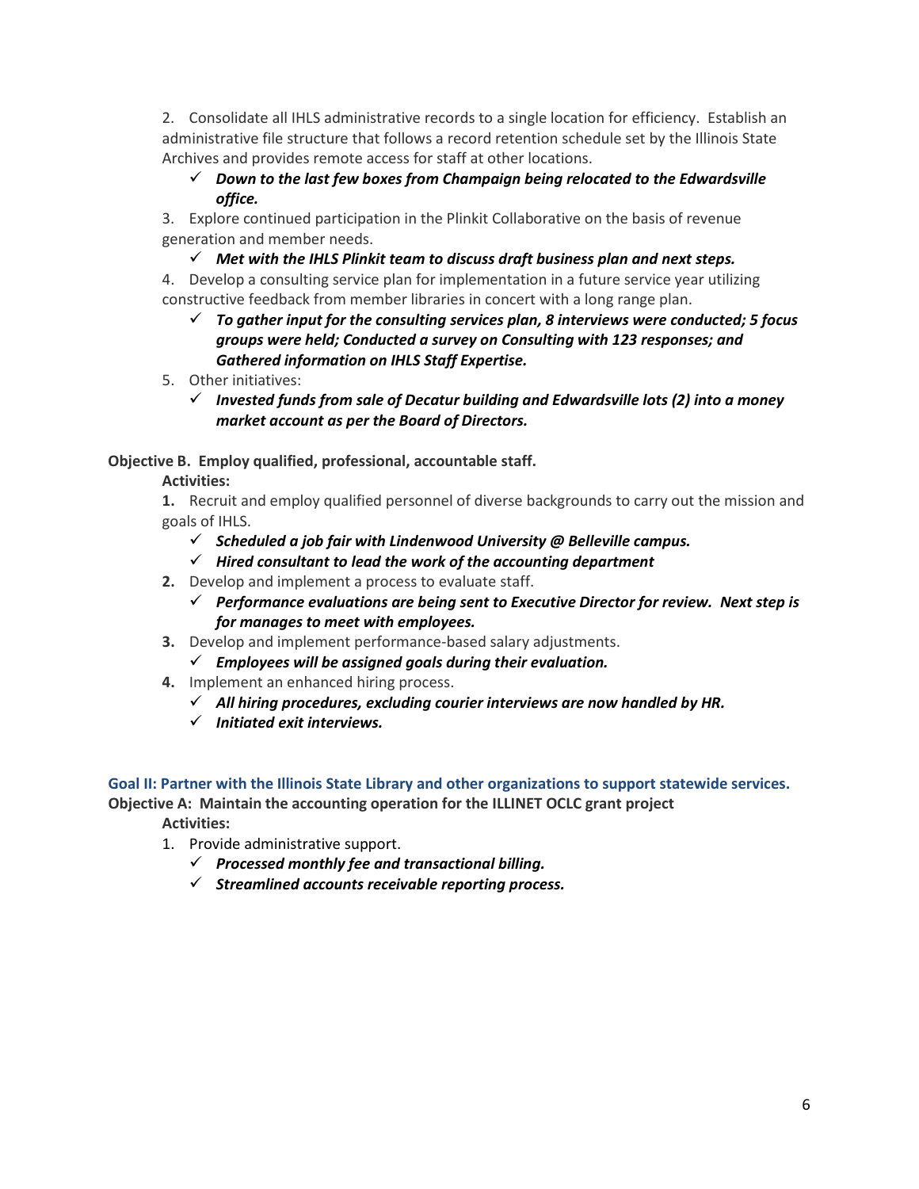2. Consolidate all IHLS administrative records to a single location for efficiency. Establish an administrative file structure that follows a record retention schedule set by the Illinois State Archives and provides remote access for staff at other locations.

   - ✓ ***Down to the last few boxes from Champaign being relocated to the Edwardsville office.***

3. Explore continued participation in the Plinkit Collaborative on the basis of revenue generation and member needs.

   - ✓ ***Met with the IHLS Plinkit team to discuss draft business plan and next steps.***

4. Develop a consulting service plan for implementation in a future service year utilizing constructive feedback from member libraries in concert with a long range plan.

   - ✓ ***To gather input for the consulting services plan, 8 interviews were conducted; 5 focus groups were held; Conducted a survey on Consulting with 123 responses; and Gathered information on IHLS Staff Expertise.***

5. Other initiatives:

   - ✓ ***Invested funds from sale of Decatur building and Edwardsville lots (2) into a money market account as per the Board of Directors.***

**Objective B. Employ qualified, professional, accountable staff.**

**Activities:**

**1.** Recruit and employ qualified personnel of diverse backgrounds to carry out the mission and goals of IHLS.

   - ✓ ***Scheduled a job fair with Lindenwood University @ Belleville campus.***
   - ✓ ***Hired consultant to lead the work of the accounting department***

**2.** Develop and implement a process to evaluate staff.

   - ✓ ***Performance evaluations are being sent to Executive Director for review. Next step is for manages to meet with employees.***

**3.** Develop and implement performance-based salary adjustments.

   - ✓ ***Employees will be assigned goals during their evaluation.***

**4.** Implement an enhanced hiring process.

   - ✓ ***All hiring procedures, excluding courier interviews are now handled by HR.***
   - ✓ ***Initiated exit interviews.***

## Goal II: Partner with the Illinois State Library and other organizations to support statewide services.

**Objective A: Maintain the accounting operation for the ILLINET OCLC grant project**

**Activities:**

1. Provide administrative support.

   - ✓ ***Processed monthly fee and transactional billing.***
   - ✓ ***Streamlined accounts receivable reporting process.***